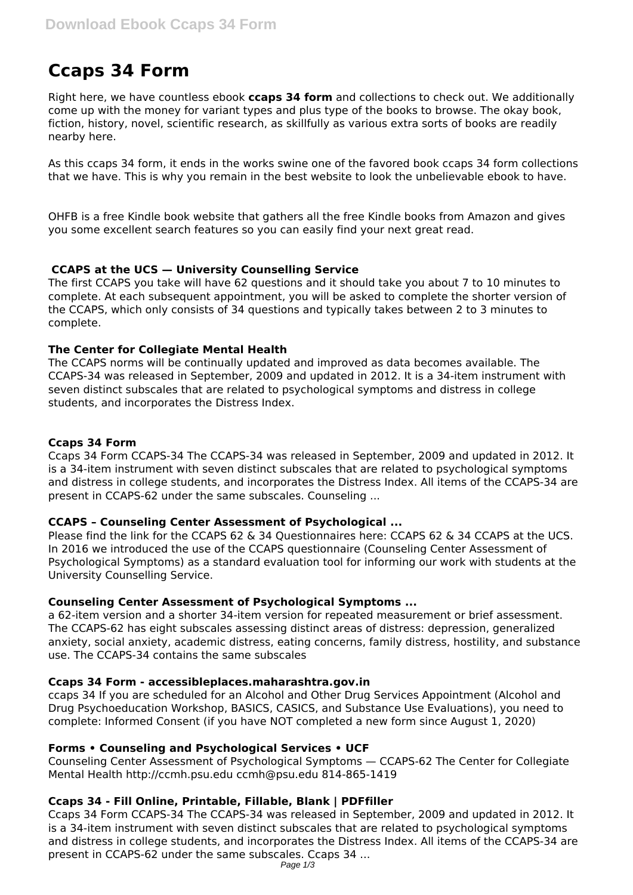# Ccaps 34 Form

Right here, we have countless ebook **ccaps 34 form** and collections to check out. We additionally come up with the money for variant types and plus type of the books to browse. The okay book, fiction, history, novel, scientific research, as skillfully as various extra sorts of books are readily nearby here.

As this ccaps 34 form, it ends in the works swine one of the favored book ccaps 34 form collections that we have. This is why you remain in the best website to look the unbelievable ebook to have.

OHFB is a free Kindle book website that gathers all the free Kindle books from Amazon and gives you some excellent search features so you can easily find your next great read.

### CCAPS at the UCS — University Counselling Service

The first CCAPS you take will have 62 questions and it should take you about 7 to 10 minutes to complete. At each subsequent appointment, you will be asked to complete the shorter version of the CCAPS, which only consists of 34 questions and typically takes between 2 to 3 minutes to complete.

### The Center for Collegiate Mental Health

The CCAPS norms will be continually updated and improved as data becomes available. The CCAPS-34 was released in September, 2009 and updated in 2012. It is a 34-item instrument with seven distinct subscales that are related to psychological symptoms and distress in college students, and incorporates the Distress Index.

### Ccaps 34 Form

Ccaps 34 Form CCAPS-34 The CCAPS-34 was released in September, 2009 and updated in 2012. It is a 34-item instrument with seven distinct subscales that are related to psychological symptoms and distress in college students, and incorporates the Distress Index. All items of the CCAPS-34 are present in CCAPS-62 under the same subscales. Counseling ...

### CCAPS – Counseling Center Assessment of Psychological ...

Please find the link for the CCAPS 62 & 34 Questionnaires here: CCAPS 62 & 34 CCAPS at the UCS. In 2016 we introduced the use of the CCAPS questionnaire (Counseling Center Assessment of Psychological Symptoms) as a standard evaluation tool for informing our work with students at the University Counselling Service.

### Counseling Center Assessment of Psychological Symptoms ...

a 62-item version and a shorter 34-item version for repeated measurement or brief assessment. The CCAPS-62 has eight subscales assessing distinct areas of distress: depression, generalized anxiety, social anxiety, academic distress, eating concerns, family distress, hostility, and substance use. The CCAPS-34 contains the same subscales

### Ccaps 34 Form - accessibleplaces.maharashtra.gov.in

ccaps 34 If you are scheduled for an Alcohol and Other Drug Services Appointment (Alcohol and Drug Psychoeducation Workshop, BASICS, CASICS, and Substance Use Evaluations), you need to complete: Informed Consent (if you have NOT completed a new form since August 1, 2020)

### Forms • Counseling and Psychological Services • UCF

Counseling Center Assessment of Psychological Symptoms — CCAPS-62 The Center for Collegiate Mental Health http://ccmh.psu.edu ccmh@psu.edu 814-865-1419

### Ccaps 34 - Fill Online, Printable, Fillable, Blank | PDFfiller

Ccaps 34 Form CCAPS-34 The CCAPS-34 was released in September, 2009 and updated in 2012. It is a 34-item instrument with seven distinct subscales that are related to psychological symptoms and distress in college students, and incorporates the Distress Index. All items of the CCAPS-34 are present in CCAPS-62 under the same subscales. Ccaps 34 ...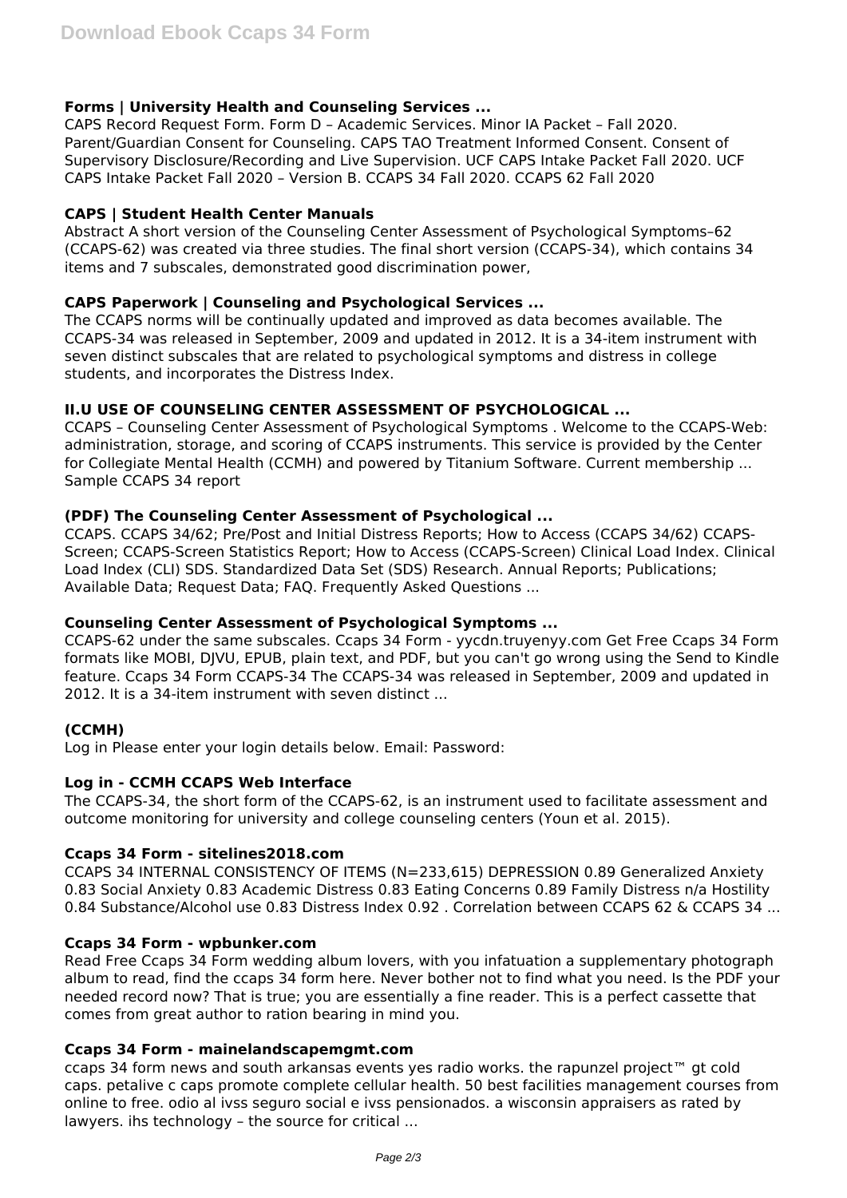### Forms | University Health and Counseling Services ...

CAPS Record Request Form. Form D – Academic Services. Minor IA Packet – Fall 2020. Parent/Guardian Consent for Counseling. CAPS TAO Treatment Informed Consent. Consent of Supervisory Disclosure/Recording and Live Supervision. UCF CAPS Intake Packet Fall 2020. UCF CAPS Intake Packet Fall 2020 – Version B. CCAPS 34 Fall 2020. CCAPS 62 Fall 2020

### CAPS | Student Health Center Manuals

Abstract A short version of the Counseling Center Assessment of Psychological Symptoms–62 (CCAPS-62) was created via three studies. The final short version (CCAPS-34), which contains 34 items and 7 subscales, demonstrated good discrimination power,

### CAPS Paperwork | Counseling and Psychological Services ...

The CCAPS norms will be continually updated and improved as data becomes available. The CCAPS-34 was released in September, 2009 and updated in 2012. It is a 34-item instrument with seven distinct subscales that are related to psychological symptoms and distress in college students, and incorporates the Distress Index.

### II.U USE OF COUNSELING CENTER ASSESSMENT OF PSYCHOLOGICAL ...

CCAPS – Counseling Center Assessment of Psychological Symptoms . Welcome to the CCAPS-Web: administration, storage, and scoring of CCAPS instruments. This service is provided by the Center for Collegiate Mental Health (CCMH) and powered by Titanium Software. Current membership ... Sample CCAPS 34 report

### (PDF) The Counseling Center Assessment of Psychological ...

CCAPS. CCAPS 34/62; Pre/Post and Initial Distress Reports; How to Access (CCAPS 34/62) CCAPS-Screen; CCAPS-Screen Statistics Report; How to Access (CCAPS-Screen) Clinical Load Index. Clinical Load Index (CLI) SDS. Standardized Data Set (SDS) Research. Annual Reports; Publications; Available Data; Request Data; FAQ. Frequently Asked Questions ...

### Counseling Center Assessment of Psychological Symptoms ...

CCAPS-62 under the same subscales. Ccaps 34 Form - yycdn.truyenyy.com Get Free Ccaps 34 Form formats like MOBI, DJVU, EPUB, plain text, and PDF, but you can't go wrong using the Send to Kindle feature. Ccaps 34 Form CCAPS-34 The CCAPS-34 was released in September, 2009 and updated in 2012. It is a 34-item instrument with seven distinct ...

### (CCMH)

Log in Please enter your login details below. Email: Password:

### Log in - CCMH CCAPS Web Interface

The CCAPS-34, the short form of the CCAPS-62, is an instrument used to facilitate assessment and outcome monitoring for university and college counseling centers (Youn et al. 2015).

### Ccaps 34 Form - sitelines2018.com

CCAPS 34 INTERNAL CONSISTENCY OF ITEMS (N=233,615) DEPRESSION 0.89 Generalized Anxiety 0.83 Social Anxiety 0.83 Academic Distress 0.83 Eating Concerns 0.89 Family Distress n/a Hostility 0.84 Substance/Alcohol use 0.83 Distress Index 0.92 . Correlation between CCAPS 62 & CCAPS 34 ...

### Ccaps 34 Form - wpbunker.com

Read Free Ccaps 34 Form wedding album lovers, with you infatuation a supplementary photograph album to read, find the ccaps 34 form here. Never bother not to find what you need. Is the PDF your needed record now? That is true; you are essentially a fine reader. This is a perfect cassette that comes from great author to ration bearing in mind you.

### Ccaps 34 Form - mainelandscapemgmt.com

ccaps 34 form news and south arkansas events yes radio works. the rapunzel project™ gt cold caps. petalive c caps promote complete cellular health. 50 best facilities management courses from online to free. odio al ivss seguro social e ivss pensionados. a wisconsin appraisers as rated by lawyers. ihs technology – the source for critical ...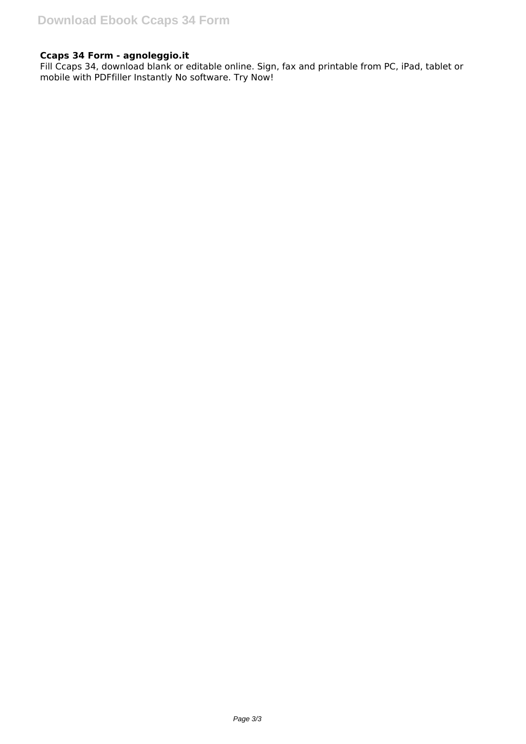**Ccaps 34 Form - agnoleggio.it**

Fill Ccaps 34, download blank or editable online. Sign, fax and printable from PC, iPad, tablet or mobile with PDFfiller Instantly No software. Try Now!